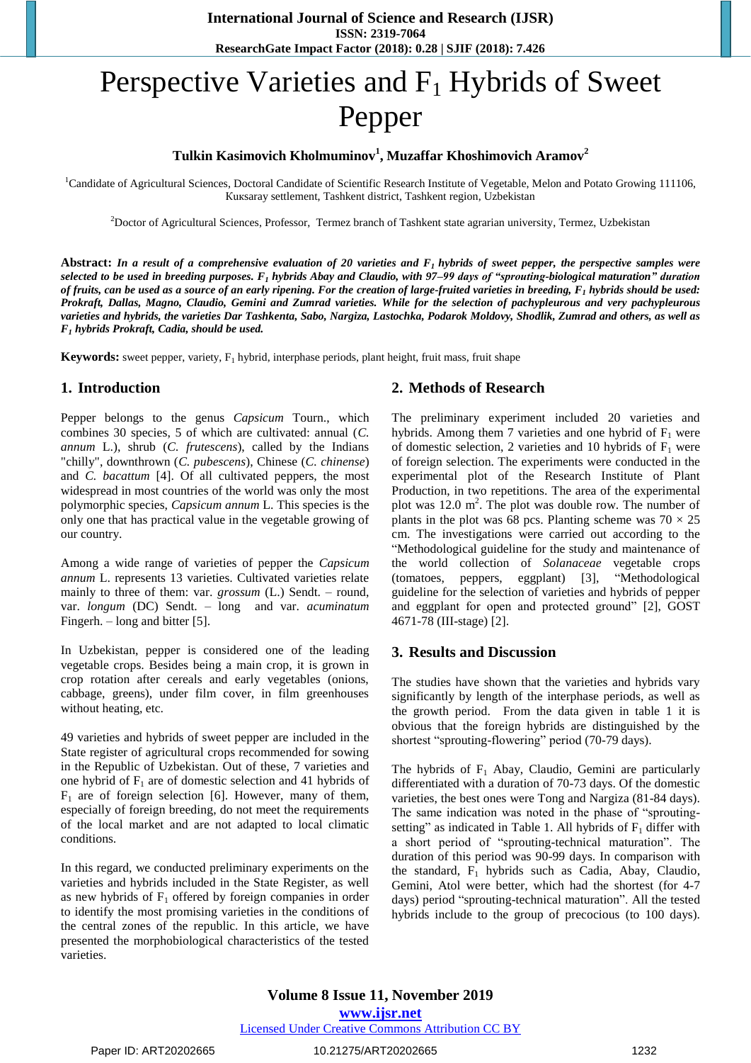# Perspective Varieties and $F_1$ Hybrids of Sweet Pepper

**Tulkin Kasimovich Kholmuminov[1], Muzaffar Khoshimovich Aramov[2]**

[1]Candidate of Agricultural Sciences, Doctoral Candidate of Scientific Research Institute of Vegetable, Melon and Potato Growing 111106, Kuкsaray settlement, Tashkent district, Tashkent region, Uzbekistan

[2]Doctor of Agricultural Sciences, Professor, Termez branch of Tashkent state agrarian university, Termez, Uzbekistan

**Abstract:** ***In a result of a comprehensive evaluation of 20 varieties and $F_1$ hybrids of sweet pepper, the perspective samples were selected to be used in breeding purposes. $F_1$ hybrids Abay and Claudio, with 97–99 days of "sprouting-biological maturation" duration of fruits, can be used as a source of an early ripening. For the creation of large-fruited varieties in breeding, $F_1$ hybrids should be used: Prokraft, Dallas, Magno, Claudio, Gemini and Zumrad varieties. While for the selection of pachypleurous and very pachypleurous varieties and hybrids, the varieties Dar Tashkenta, Sabo, Nargiza, Lastochka, Podarok Moldovy, Shodlik, Zumrad and others, as well as $F_1$ hybrids Prokraft, Cadia, should be used.***

**Keywords:** sweet pepper, variety, $F_1$ hybrid, interphase periods, plant height, fruit mass, fruit shape

## 1. Introduction

Pepper belongs to the genus *Capsicum* Tourn., which combines 30 species, 5 of which are cultivated: annual (*C. annum* L.), shrub (*C. frutescens*), called by the Indians "chilly", downthrown (*C. pubescens*), Chinese (*C. chinense*) and *C. bacattum* [4]. Of all cultivated peppers, the most widespread in most countries of the world was only the most polymorphic species, *Capsicum annum* L. This species is the only one that has practical value in the vegetable growing of our country.

Among a wide range of varieties of pepper the *Capsicum annum* L. represents 13 varieties. Cultivated varieties relate mainly to three of them: var. *grossum* (L.) Sendt. – round, var. *longum* (DC) Sendt. – long and var. *acuminatum* Fingerh. – long and bitter [5].

In Uzbekistan, pepper is considered one of the leading vegetable crops. Besides being a main crop, it is grown in crop rotation after cereals and early vegetables (onions, cabbage, greens), under film cover, in film greenhouses without heating, etc.

49 varieties and hybrids of sweet pepper are included in the State register of agricultural crops recommended for sowing in the Republic of Uzbekistan. Out of these, 7 varieties and one hybrid of $F_1$ are of domestic selection and 41 hybrids of $F_1$ are of foreign selection [6]. However, many of them, especially of foreign breeding, do not meet the requirements of the local market and are not adapted to local climatic conditions.

In this regard, we conducted preliminary experiments on the varieties and hybrids included in the State Register, as well as new hybrids of $F_1$ offered by foreign companies in order to identify the most promising varieties in the conditions of the central zones of the republic. In this article, we have presented the morphobiological characteristics of the tested varieties.

## 2. Methods of Research

The preliminary experiment included 20 varieties and hybrids. Among them 7 varieties and one hybrid of $F_1$ were of domestic selection, 2 varieties and 10 hybrids of $F_1$ were of foreign selection. The experiments were conducted in the experimental plot of the Research Institute of Plant Production, in two repetitions. The area of the experimental plot was 12.0 $m^2$. The plot was double row. The number of plants in the plot was 68 pcs. Planting scheme was 70 × 25 cm. The investigations were carried out according to the "Methodological guideline for the study and maintenance of the world collection of *Solanaceae* vegetable crops (tomatoes, peppers, eggplant) [3], "Methodological guideline for the selection of varieties and hybrids of pepper and eggplant for open and protected ground" [2], GOST 4671-78 (III-stage) [2].

## 3. Results and Discussion

The studies have shown that the varieties and hybrids vary significantly by length of the interphase periods, as well as the growth period. From the data given in table 1 it is obvious that the foreign hybrids are distinguished by the shortest "sprouting-flowering" period (70-79 days).

The hybrids of $F_1$ Abay, Claudio, Gemini are particularly differentiated with a duration of 70-73 days. Of the domestic varieties, the best ones were Tong and Nargiza (81-84 days). The same indication was noted in the phase of "sprouting-setting" as indicated in Table 1. All hybrids of $F_1$ differ with a short period of "sprouting-technical maturation". The duration of this period was 90-99 days. In comparison with the standard, $F_1$ hybrids such as Cadia, Abay, Claudio, Gemini, Atol were better, which had the shortest (for 4-7 days) period "sprouting-technical maturation". All the tested hybrids include to the group of precocious (to 100 days).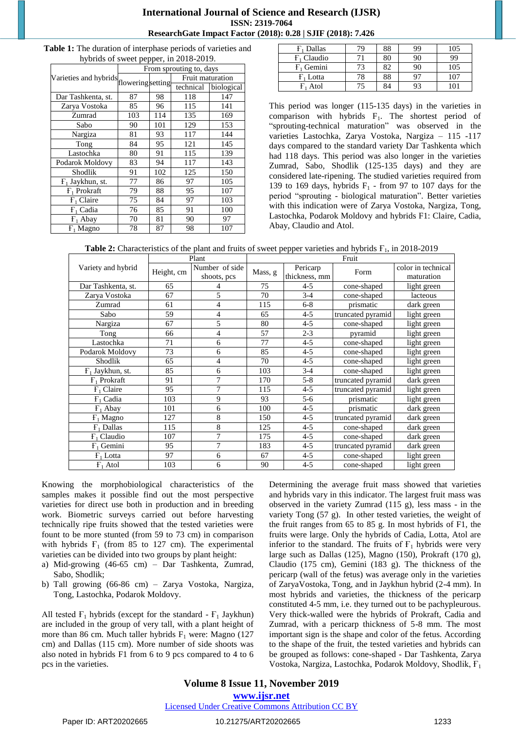**Table 1:** The duration of interphase periods of varieties and hybrids of sweet pepper, in 2018-2019.

| Varieties and hybrids | From sprouting to, days | | | |
|---|---|---|---|---|
| | flowering | setting | Fruit maturation | |
| | | | technical | biological |
| Dar Tashkenta, st. | 87 | 98 | 118 | 147 |
| Zarya Vostoka | 85 | 96 | 115 | 141 |
| Zumrad | 103 | 114 | 135 | 169 |
| Sabo | 90 | 101 | 129 | 153 |
| Nargiza | 81 | 93 | 117 | 144 |
| Tong | 84 | 95 | 121 | 145 |
| Lastochka | 80 | 91 | 115 | 139 |
| Podarok Moldovy | 83 | 94 | 117 | 143 |
| Shodlik | 91 | 102 | 125 | 150 |
| $F_1$ Jaykhun, st. | 77 | 86 | 97 | 105 |
| $F_1$ Prokraft | 79 | 88 | 95 | 107 |
| $F_1$ Claire | 75 | 84 | 97 | 103 |
| $F_1$ Cadia | 76 | 85 | 91 | 100 |
| $F_1$ Abay | 70 | 81 | 90 | 97 |
| $F_1$ Magno | 78 | 87 | 98 | 107 |
| $F_1$ Dallas | 79 | 88 | 99 | 105 |
| $F_1$ Claudio | 71 | 80 | 90 | 99 |
| $F_1$ Gemini | 73 | 82 | 90 | 105 |
| $F_1$ Lotta | 78 | 88 | 97 | 107 |
| $F_1$ Atol | 75 | 84 | 93 | 101 |

This period was longer (115-135 days) in the varieties in comparison with hybrids $F_1$. The shortest period of "sprouting-technical maturation" was observed in the varieties Lastochka, Zarya Vostoka, Nargiza – 115 -117 days compared to the standard variety Dar Tashkenta which had 118 days. This period was also longer in the varieties Zumrad, Sabo, Shodlik (125-135 days) and they are considered late-ripening. The studied varieties required from 139 to 169 days, hybrids $F_1$ - from 97 to 107 days for the period "sprouting - biological maturation". Better varieties with this indication were of Zarya Vostoka, Nargiza, Tong, Lastochka, Podarok Moldovy and hybrids F1: Claire, Cadia, Abay, Claudio and Atol.

**Table 2:** Characteristics of the plant and fruits of sweet pepper varieties and hybrids $F_1$, in 2018-2019

| Variety and hybrid | Plant | | Fruit | | | |
|---|---|---|---|---|---|---|
| | Height, cm | Number of side shoots, pcs | Mass, g | Pericarp thickness, mm | Form | color in technical maturation |
| Dar Tashkenta, st. | 65 | 4 | 75 | 4-5 | cone-shaped | light green |
| Zarya Vostoka | 67 | 5 | 70 | 3-4 | cone-shaped | lacteous |
| Zumrad | 61 | 4 | 115 | 6-8 | prismatic | dark green |
| Sabo | 59 | 4 | 65 | 4-5 | truncated pyramid | light green |
| Nargiza | 67 | 5 | 80 | 4-5 | cone-shaped | light green |
| Tong | 66 | 4 | 57 | 2-3 | pyramid | light green |
| Lastochka | 71 | 6 | 77 | 4-5 | cone-shaped | light green |
| Podarok Moldovy | 73 | 6 | 85 | 4-5 | cone-shaped | light green |
| Shodlik | 65 | 4 | 70 | 4-5 | cone-shaped | light green |
| $F_1$ Jaykhun, st. | 85 | 6 | 103 | 3-4 | cone-shaped | light green |
| $F_1$ Prokraft | 91 | 7 | 170 | 5-8 | truncated pyramid | dark green |
| $F_1$ Claire | 95 | 7 | 115 | 4-5 | truncated pyramid | light green |
| $F_1$ Cadia | 103 | 9 | 93 | 5-6 | prismatic | light green |
| $F_1$ Abay | 101 | 6 | 100 | 4-5 | prismatic | dark green |
| $F_1$ Magno | 127 | 8 | 150 | 4-5 | truncated pyramid | dark green |
| $F_1$ Dallas | 115 | 8 | 125 | 4-5 | cone-shaped | dark green |
| $F_1$ Claudio | 107 | 7 | 175 | 4-5 | cone-shaped | dark green |
| $F_1$ Gemini | 95 | 7 | 183 | 4-5 | truncated pyramid | dark green |
| $F_1$ Lotta | 97 | 6 | 67 | 4-5 | cone-shaped | light green |
| $F_1$ Atol | 103 | 6 | 90 | 4-5 | cone-shaped | light green |

Knowing the morphobiological characteristics of the samples makes it possible find out the most perspective varieties for direct use both in production and in breeding work. Biometric surveys carried out before harvesting technically ripe fruits showed that the tested varieties were fount to be more stunted (from 59 to 73 cm) in comparison with hybrids $F_1$ (from 85 to 127 cm). The experimental varieties can be divided into two groups by plant height:

a) Mid-growing (46-65 cm) – Dar Tashkenta, Zumrad, Sabo, Shodlik;
b) Tall growing (66-86 cm) – Zarya Vostoka, Nargiza, Tong, Lastochka, Podarok Moldovy.

All tested $F_1$ hybrids (except for the standard - $F_1$ Jaykhun) are included in the group of very tall, with a plant height of more than 86 cm. Much taller hybrids $F_1$ were: Magno (127 cm) and Dallas (115 cm). More number of side shoots was also noted in hybrids F1 from 6 to 9 pcs compared to 4 to 6 pcs in the varieties.

Determining the average fruit mass showed that varieties and hybrids vary in this indicator. The largest fruit mass was observed in the variety Zumrad (115 g), less mass - in the variety Tong (57 g). In other tested varieties, the weight of the fruit ranges from 65 to 85 g. In most hybrids of F1, the fruits were large. Only the hybrids of Cadia, Lotta, Atol are inferior to the standard. The fruits of $F_1$ hybrids were very large such as Dallas (125), Magno (150), Prokraft (170 g), Claudio (175 cm), Gemini (183 g). The thickness of the pericarp (wall of the fetus) was average only in the varieties of ZaryaVostoka, Tong, and in Jaykhun hybrid (2-4 mm). In most hybrids and varieties, the thickness of the pericarp constituted 4-5 mm, i.e. they turned out to be pachypleurous. Very thick-walled were the hybrids of Prokraft, Cadia and Zumrad, with a pericarp thickness of 5-8 mm. The most important sign is the shape and color of the fetus. According to the shape of the fruit, the tested varieties and hybrids can be grouped as follows: cone-shaped - Dar Tashkenta, Zarya Vostoka, Nargiza, Lastochka, Podarok Moldovy, Shodlik, $F_1$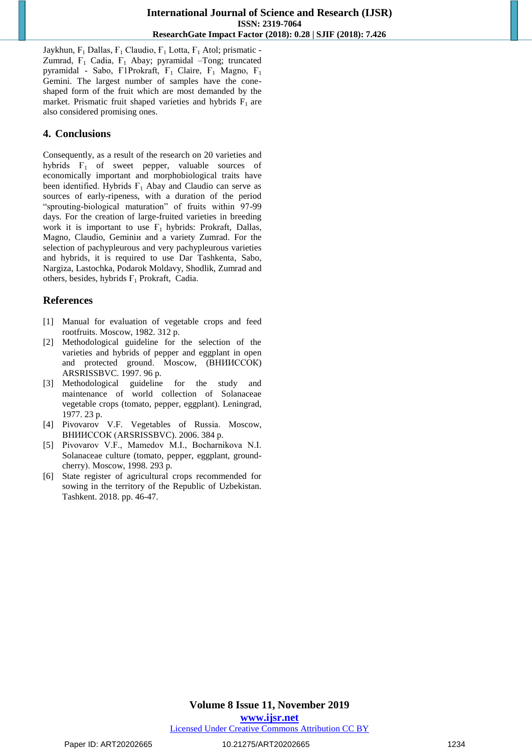Jaykhun, $F_1$ Dallas, $F_1$ Claudio, $F_1$ Lotta, $F_1$ Atol; prismatic - Zumrad, $F_1$ Cadia, $F_1$ Abay; pyramidal –Tong; truncated pyramidal - Sabo, F1Prokraft, $F_1$ Claire, $F_1$ Magno, $F_1$ Gemini. The largest number of samples have the cone-shaped form of the fruit which are most demanded by the market. Prismatic fruit shaped varieties and hybrids $F_1$ are also considered promising ones.

## 4. Conclusions

Consequently, as a result of the research on 20 varieties and hybrids $F_1$ of sweet pepper, valuable sources of economically important and morphobiological traits have been identified. Hybrids $F_1$ Abay and Claudio can serve as sources of early-ripeness, with a duration of the period “sprouting-biological maturation” of fruits within 97-99 days. For the creation of large-fruited varieties in breeding work it is important to use $F_1$ hybrids: Prokraft, Dallas, Magno, Claudio, Geminiи and a variety Zumrad. For the selection of pachypleurous and very pachypleurous varieties and hybrids, it is required to use Dar Tashkenta, Sabo, Nargiza, Lastochka, Podarok Moldavy, Shodlik, Zumrad and others, besides, hybrids $F_1$ Prokraft, Cadia.

## References

[1] Manual for evaluation of vegetable crops and feed rootfruits. Moscow, 1982. 312 p.

[2] Methodological guideline for the selection of the varieties and hybrids of pepper and eggplant in open and protected ground. Moscow, (ВНИИССОК) ARSRISSBVC. 1997. 96 p.

[3] Methodological guideline for the study and maintenance of world collection of Solanaceae vegetable crops (tomato, pepper, eggplant). Leningrad, 1977. 23 p.

[4] Pivovarov V.F. Vegetables of Russia. Moscow, ВНИИССОК (ARSRISSBVC). 2006. 384 p.

[5] Pivovarov V.F., Mamedov M.I., Bocharnikova N.I. Solanaceae culture (tomato, pepper, eggplant, ground-cherry). Moscow, 1998. 293 p.

[6] State register of agricultural crops recommended for sowing in the territory of the Republic of Uzbekistan. Tashkent. 2018. pp. 46-47.